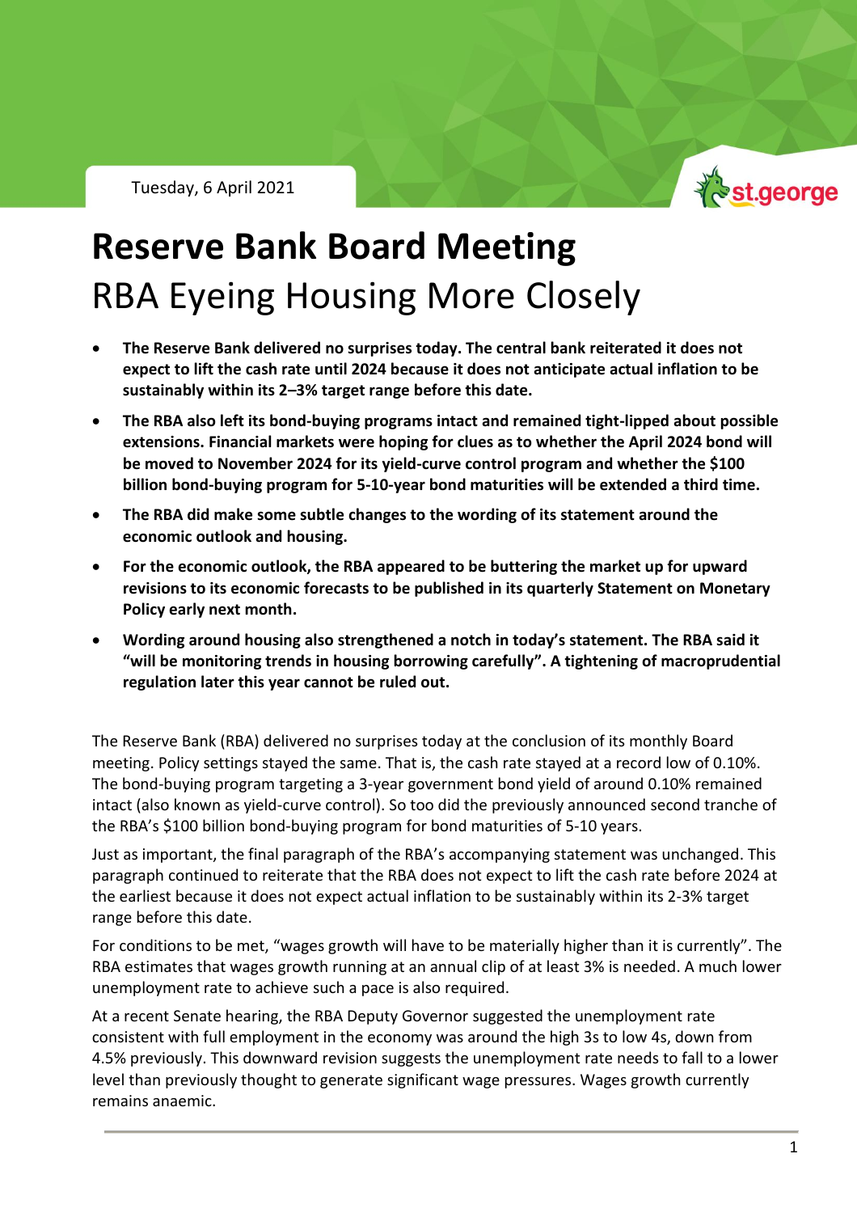Tuesday, 6 April 2021

# Reserve Bank Board Meeting

## RBA Eyeing Housing More Closely

- **The Reserve Bank delivered no surprises today. The central bank reiterated it does not expect to lift the cash rate until 2024 because it does not anticipate actual inflation to be sustainably within its 2–3% target range before this date.**
- **The RBA also left its bond-buying programs intact and remained tight-lipped about possible extensions. Financial markets were hoping for clues as to whether the April 2024 bond will be moved to November 2024 for its yield-curve control program and whether the $100 billion bond-buying program for 5-10-year bond maturities will be extended a third time.**
- **The RBA did make some subtle changes to the wording of its statement around the economic outlook and housing.**
- **For the economic outlook, the RBA appeared to be buttering the market up for upward revisions to its economic forecasts to be published in its quarterly Statement on Monetary Policy early next month.**
- **Wording around housing also strengthened a notch in today's statement. The RBA said it "will be monitoring trends in housing borrowing carefully". A tightening of macroprudential regulation later this year cannot be ruled out.**

The Reserve Bank (RBA) delivered no surprises today at the conclusion of its monthly Board meeting. Policy settings stayed the same. That is, the cash rate stayed at a record low of 0.10%. The bond-buying program targeting a 3-year government bond yield of around 0.10% remained intact (also known as yield-curve control). So too did the previously announced second tranche of the RBA's $100 billion bond-buying program for bond maturities of 5-10 years.

Just as important, the final paragraph of the RBA's accompanying statement was unchanged. This paragraph continued to reiterate that the RBA does not expect to lift the cash rate before 2024 at the earliest because it does not expect actual inflation to be sustainably within its 2-3% target range before this date.

For conditions to be met, "wages growth will have to be materially higher than it is currently". The RBA estimates that wages growth running at an annual clip of at least 3% is needed. A much lower unemployment rate to achieve such a pace is also required.

At a recent Senate hearing, the RBA Deputy Governor suggested the unemployment rate consistent with full employment in the economy was around the high 3s to low 4s, down from 4.5% previously. This downward revision suggests the unemployment rate needs to fall to a lower level than previously thought to generate significant wage pressures. Wages growth currently remains anaemic.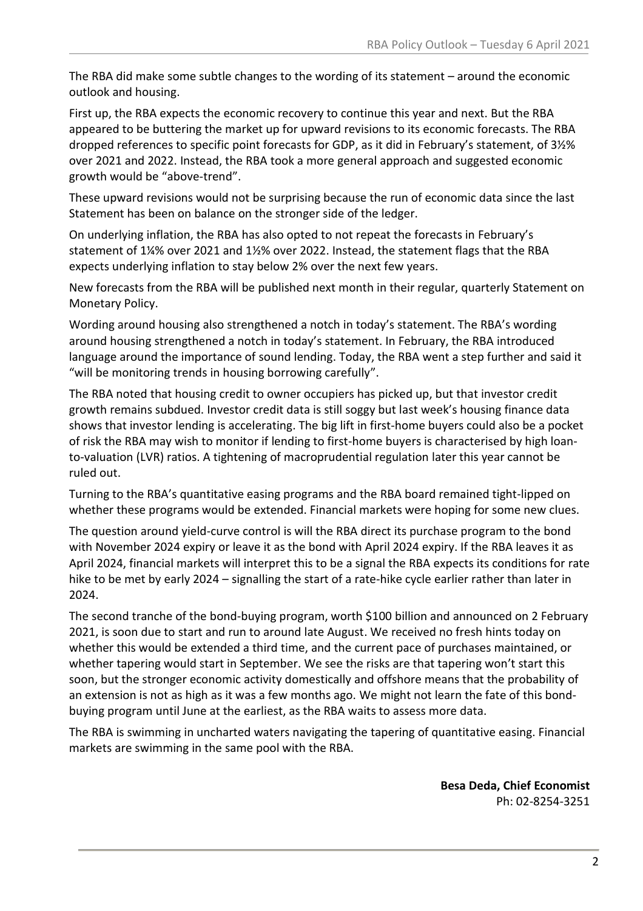The RBA did make some subtle changes to the wording of its statement – around the economic outlook and housing.

First up, the RBA expects the economic recovery to continue this year and next. But the RBA appeared to be buttering the market up for upward revisions to its economic forecasts. The RBA dropped references to specific point forecasts for GDP, as it did in February's statement, of 3½% over 2021 and 2022. Instead, the RBA took a more general approach and suggested economic growth would be "above-trend".

These upward revisions would not be surprising because the run of economic data since the last Statement has been on balance on the stronger side of the ledger.

On underlying inflation, the RBA has also opted to not repeat the forecasts in February's statement of 1¼% over 2021 and 1½% over 2022. Instead, the statement flags that the RBA expects underlying inflation to stay below 2% over the next few years.

New forecasts from the RBA will be published next month in their regular, quarterly Statement on Monetary Policy.

Wording around housing also strengthened a notch in today's statement. The RBA's wording around housing strengthened a notch in today's statement. In February, the RBA introduced language around the importance of sound lending. Today, the RBA went a step further and said it "will be monitoring trends in housing borrowing carefully".

The RBA noted that housing credit to owner occupiers has picked up, but that investor credit growth remains subdued. Investor credit data is still soggy but last week's housing finance data shows that investor lending is accelerating. The big lift in first-home buyers could also be a pocket of risk the RBA may wish to monitor if lending to first-home buyers is characterised by high loan-to-valuation (LVR) ratios. A tightening of macroprudential regulation later this year cannot be ruled out.

Turning to the RBA's quantitative easing programs and the RBA board remained tight-lipped on whether these programs would be extended. Financial markets were hoping for some new clues.

The question around yield-curve control is will the RBA direct its purchase program to the bond with November 2024 expiry or leave it as the bond with April 2024 expiry. If the RBA leaves it as April 2024, financial markets will interpret this to be a signal the RBA expects its conditions for rate hike to be met by early 2024 – signalling the start of a rate-hike cycle earlier rather than later in 2024.

The second tranche of the bond-buying program, worth $100 billion and announced on 2 February 2021, is soon due to start and run to around late August. We received no fresh hints today on whether this would be extended a third time, and the current pace of purchases maintained, or whether tapering would start in September. We see the risks are that tapering won't start this soon, but the stronger economic activity domestically and offshore means that the probability of an extension is not as high as it was a few months ago. We might not learn the fate of this bond-buying program until June at the earliest, as the RBA waits to assess more data.

The RBA is swimming in uncharted waters navigating the tapering of quantitative easing. Financial markets are swimming in the same pool with the RBA.

**Besa Deda, Chief Economist**
Ph: 02-8254-3251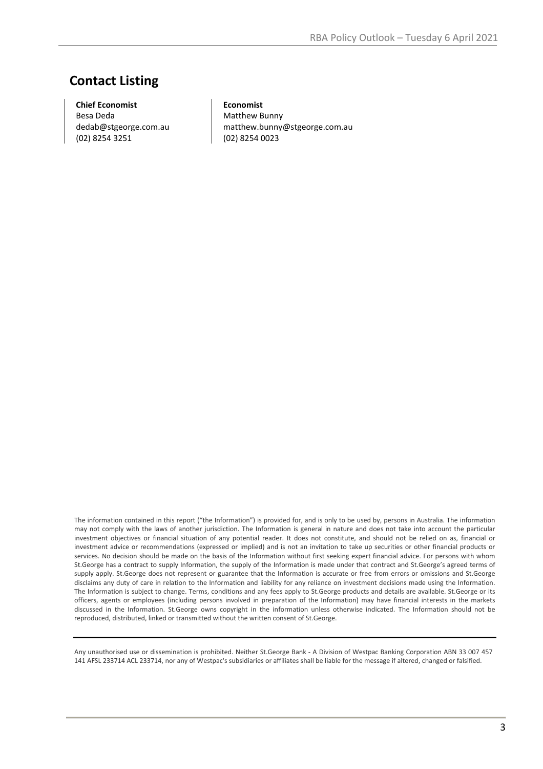## Contact Listing

**Chief Economist**
Besa Deda
dedab@stgeorge.com.au
(02) 8254 3251

**Economist**
Matthew Bunny
matthew.bunny@stgeorge.com.au
(02) 8254 0023

The information contained in this report ("the Information") is provided for, and is only to be used by, persons in Australia. The information may not comply with the laws of another jurisdiction. The Information is general in nature and does not take into account the particular investment objectives or financial situation of any potential reader. It does not constitute, and should not be relied on as, financial or investment advice or recommendations (expressed or implied) and is not an invitation to take up securities or other financial products or services. No decision should be made on the basis of the Information without first seeking expert financial advice. For persons with whom St.George has a contract to supply Information, the supply of the Information is made under that contract and St.George's agreed terms of supply apply. St.George does not represent or guarantee that the Information is accurate or free from errors or omissions and St.George disclaims any duty of care in relation to the Information and liability for any reliance on investment decisions made using the Information. The Information is subject to change. Terms, conditions and any fees apply to St.George products and details are available. St.George or its officers, agents or employees (including persons involved in preparation of the Information) may have financial interests in the markets discussed in the Information. St.George owns copyright in the information unless otherwise indicated. The Information should not be reproduced, distributed, linked or transmitted without the written consent of St.George.

Any unauthorised use or dissemination is prohibited. Neither St.George Bank - A Division of Westpac Banking Corporation ABN 33 007 457 141 AFSL 233714 ACL 233714, nor any of Westpac's subsidiaries or affiliates shall be liable for the message if altered, changed or falsified.